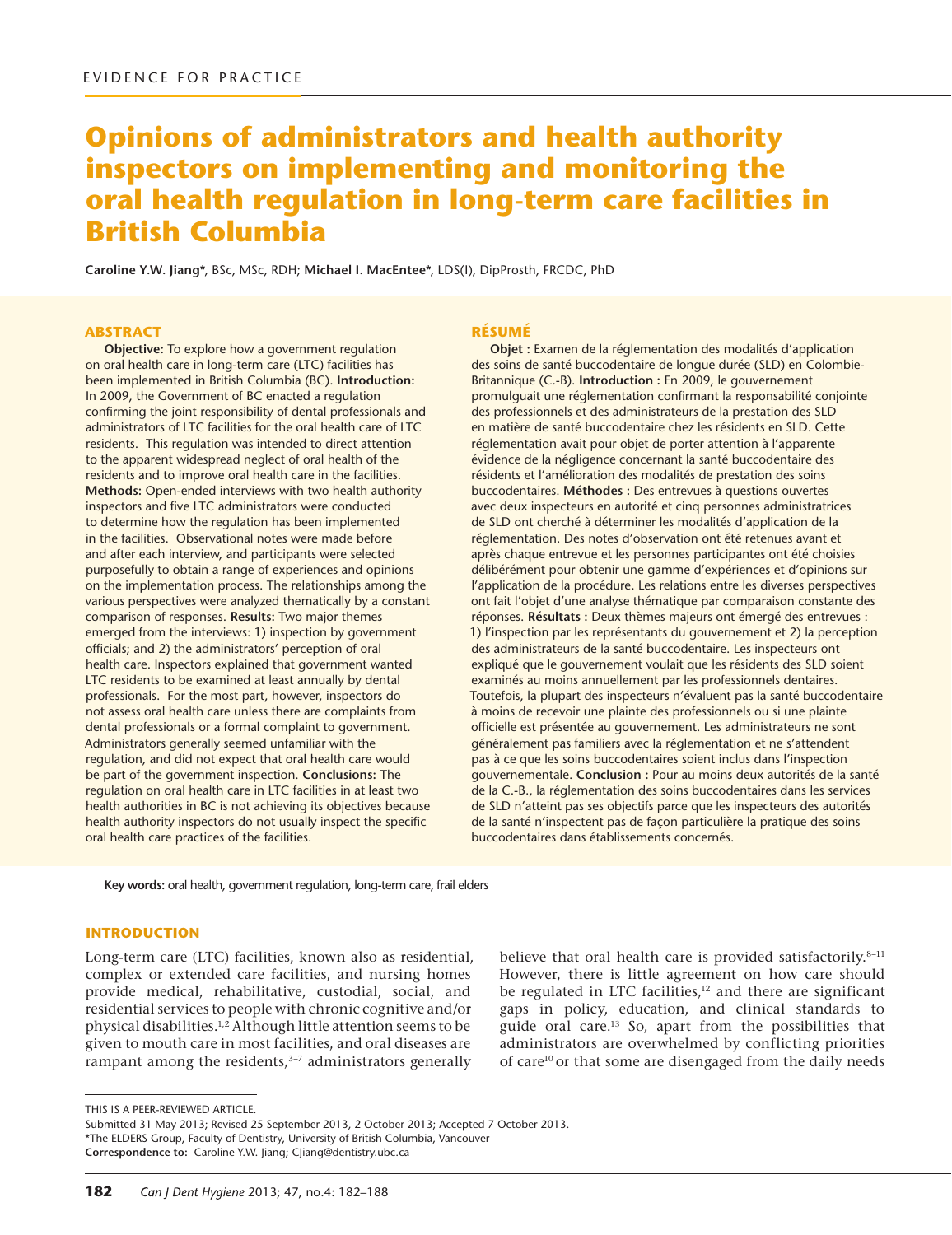EVIDENCE FOR PRACTICE

# Opinions of administrators and health authority inspectors on implementing and monitoring the oral health regulation in long-term care facilities in British Columbia

**Caroline Y.W. Jiang***, BSc, MSc, RDH; **Michael I. MacEntee***, LDS(I), DipProsth, FRCDC, PhD

## ABSTRACT

**Objective:** To explore how a government regulation on oral health care in long-term care (LTC) facilities has been implemented in British Columbia (BC). **Introduction:** In 2009, the Government of BC enacted a regulation confirming the joint responsibility of dental professionals and administrators of LTC facilities for the oral health care of LTC residents. This regulation was intended to direct attention to the apparent widespread neglect of oral health of the residents and to improve oral health care in the facilities. **Methods:** Open-ended interviews with two health authority inspectors and five LTC administrators were conducted to determine how the regulation has been implemented in the facilities. Observational notes were made before and after each interview, and participants were selected purposefully to obtain a range of experiences and opinions on the implementation process. The relationships among the various perspectives were analyzed thematically by a constant comparison of responses. **Results:** Two major themes emerged from the interviews: 1) inspection by government officials; and 2) the administrators' perception of oral health care. Inspectors explained that government wanted LTC residents to be examined at least annually by dental professionals. For the most part, however, inspectors do not assess oral health care unless there are complaints from dental professionals or a formal complaint to government. Administrators generally seemed unfamiliar with the regulation, and did not expect that oral health care would be part of the government inspection. **Conclusions:** The regulation on oral health care in LTC facilities in at least two health authorities in BC is not achieving its objectives because health authority inspectors do not usually inspect the specific oral health care practices of the facilities.

## RÉSUMÉ

**Objet :** Examen de la réglementation des modalités d'application des soins de santé buccodentaire de longue durée (SLD) en Colombie-Britannique (C.-B). **Introduction :** En 2009, le gouvernement promulguait une réglementation confirmant la responsabilité conjointe des professionnels et des administrateurs de la prestation des SLD en matière de santé buccodentaire chez les résidents en SLD. Cette réglementation avait pour objet de porter attention à l'apparente évidence de la négligence concernant la santé buccodentaire des résidents et l'amélioration des modalités de prestation des soins buccodentaires. **Méthodes :** Des entrevues à questions ouvertes avec deux inspecteurs en autorité et cinq personnes administratrices de SLD ont cherché à déterminer les modalités d'application de la réglementation. Des notes d'observation ont été retenues avant et après chaque entrevue et les personnes participantes ont été choisies délibérément pour obtenir une gamme d'expériences et d'opinions sur l'application de la procédure. Les relations entre les diverses perspectives ont fait l'objet d'une analyse thématique par comparaison constante des réponses. **Résultats :** Deux thèmes majeurs ont émergé des entrevues : 1) l'inspection par les représentants du gouvernement et 2) la perception des administrateurs de la santé buccodentaire. Les inspecteurs ont expliqué que le gouvernement voulait que les résidents des SLD soient examinés au moins annuellement par les professionnels dentaires. Toutefois, la plupart des inspecteurs n'évaluent pas la santé buccodentaire à moins de recevoir une plainte des professionnels ou si une plainte officielle est présentée au gouvernement. Les administrateurs ne sont généralement pas familiers avec la réglementation et ne s'attendent pas à ce que les soins buccodentaires soient inclus dans l'inspection gouvernementale. **Conclusion :** Pour au moins deux autorités de la santé de la C.-B., la réglementation des soins buccodentaires dans les services de SLD n'atteint pas ses objectifs parce que les inspecteurs des autorités de la santé n'inspectent pas de façon particulière la pratique des soins buccodentaires dans établissements concernés.

**Key words:** oral health, government regulation, long-term care, frail elders

## INTRODUCTION

Long-term care (LTC) facilities, known also as residential, complex or extended care facilities, and nursing homes provide medical, rehabilitative, custodial, social, and residential services to people with chronic cognitive and/or physical disabilities.[1,2] Although little attention seems to be given to mouth care in most facilities, and oral diseases are rampant among the residents,[3–7] administrators generally believe that oral health care is provided satisfactorily.[8–11] However, there is little agreement on how care should be regulated in LTC facilities,[12] and there are significant gaps in policy, education, and clinical standards to guide oral care.[13] So, apart from the possibilities that administrators are overwhelmed by conflicting priorities of care[10] or that some are disengaged from the daily needs

THIS IS A PEER-REVIEWED ARTICLE.

Submitted 31 May 2013; Revised 25 September 2013, 2 October 2013; Accepted 7 October 2013.

*The ELDERS Group, Faculty of Dentistry, University of British Columbia, Vancouver

**Correspondence to:** Caroline Y.W. Jiang; CJiang@dentistry.ubc.ca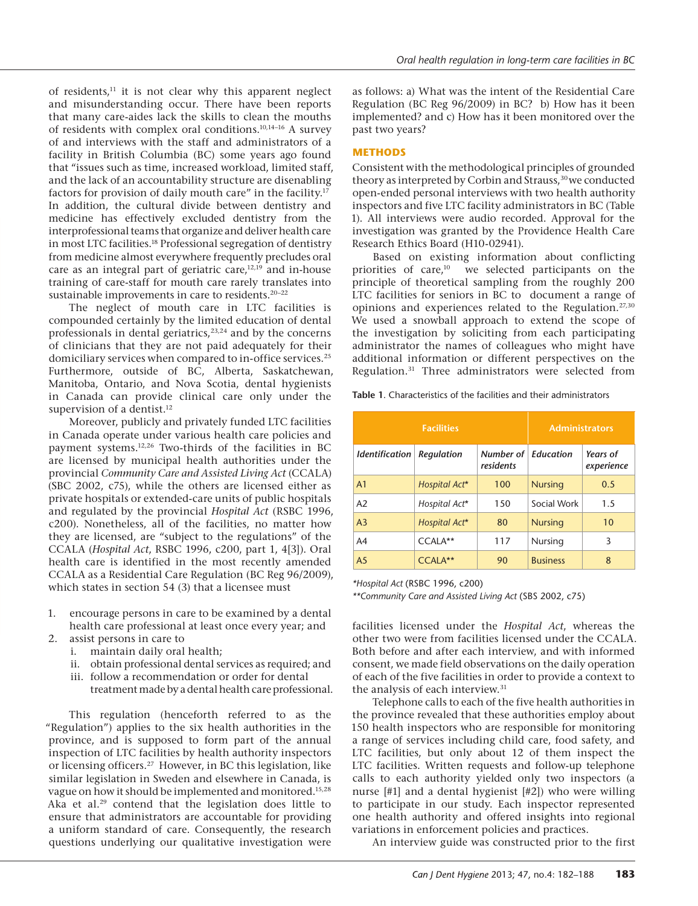of residents,[11] it is not clear why this apparent neglect and misunderstanding occur. There have been reports that many care-aides lack the skills to clean the mouths of residents with complex oral conditions.[10,14–16] A survey of and interviews with the staff and administrators of a facility in British Columbia (BC) some years ago found that "issues such as time, increased workload, limited staff, and the lack of an accountability structure are disenabling factors for provision of daily mouth care" in the facility.[17] In addition, the cultural divide between dentistry and medicine has effectively excluded dentistry from the interprofessional teams that organize and deliver health care in most LTC facilities.[18] Professional segregation of dentistry from medicine almost everywhere frequently precludes oral care as an integral part of geriatric care,[12,19] and in-house training of care-staff for mouth care rarely translates into sustainable improvements in care to residents.[20–22]

The neglect of mouth care in LTC facilities is compounded certainly by the limited education of dental professionals in dental geriatrics,[23,24] and by the concerns of clinicians that they are not paid adequately for their domiciliary services when compared to in-office services.[25] Furthermore, outside of BC, Alberta, Saskatchewan, Manitoba, Ontario, and Nova Scotia, dental hygienists in Canada can provide clinical care only under the supervision of a dentist.[12]

Moreover, publicly and privately funded LTC facilities in Canada operate under various health care policies and payment systems.[12,26] Two-thirds of the facilities in BC are licensed by municipal health authorities under the provincial *Community Care and Assisted Living Act* (CCALA) (SBC 2002, c75), while the others are licensed either as private hospitals or extended-care units of public hospitals and regulated by the provincial *Hospital Act* (RSBC 1996, c200). Nonetheless, all of the facilities, no matter how they are licensed, are "subject to the regulations" of the CCALA (*Hospital Act*, RSBC 1996, c200, part 1, 4[3]). Oral health care is identified in the most recently amended CCALA as a Residential Care Regulation (BC Reg 96/2009), which states in section 54 (3) that a licensee must

1. encourage persons in care to be examined by a dental health care professional at least once every year; and
2. assist persons in care to
   i. maintain daily oral health;
   ii. obtain professional dental services as required; and
   iii. follow a recommendation or order for dental treatment made by a dental health care professional.

This regulation (henceforth referred to as the "Regulation") applies to the six health authorities in the province, and is supposed to form part of the annual inspection of LTC facilities by health authority inspectors or licensing officers.[27] However, in BC this legislation, like similar legislation in Sweden and elsewhere in Canada, is vague on how it should be implemented and monitored.[15,28] Aka et al.[29] contend that the legislation does little to ensure that administrators are accountable for providing a uniform standard of care. Consequently, the research questions underlying our qualitative investigation were as follows: a) What was the intent of the Residential Care Regulation (BC Reg 96/2009) in BC? b) How has it been implemented? and c) How has it been monitored over the past two years?

## METHODS

Consistent with the methodological principles of grounded theory as interpreted by Corbin and Strauss,[30] we conducted open-ended personal interviews with two health authority inspectors and five LTC facility administrators in BC (Table 1). All interviews were audio recorded. Approval for the investigation was granted by the Providence Health Care Research Ethics Board (H10-02941).

Based on existing information about conflicting priorities of care,[10] we selected participants on the principle of theoretical sampling from the roughly 200 LTC facilities for seniors in BC to document a range of opinions and experiences related to the Regulation.[27,30] We used a snowball approach to extend the scope of the investigation by soliciting from each participating administrator the names of colleagues who might have additional information or different perspectives on the Regulation.[31] Three administrators were selected from facilities licensed under the *Hospital Act*, whereas the other two were from facilities licensed under the CCALA. Both before and after each interview, and with informed consent, we made field observations on the daily operation of each of the five facilities in order to provide a context to the analysis of each interview.[31]

**Table 1.** Characteristics of the facilities and their administrators

| Facilities | | | Administrators | |
|---|---|---|---|---|
| *Identification* | *Regulation* | *Number of residents* | *Education* | *Years of experience* |
| A1 | *Hospital Act*\* | 100 | Nursing | 0.5 |
| A2 | *Hospital Act*\* | 150 | Social Work | 1.5 |
| A3 | *Hospital Act*\* | 80 | Nursing | 10 |
| A4 | CCALA\*\* | 117 | Nursing | 3 |
| A5 | CCALA\*\* | 90 | Business | 8 |

\**Hospital Act* (RSBC 1996, c200)
\*\**Community Care and Assisted Living Act* (SBS 2002, c75)

Telephone calls to each of the five health authorities in the province revealed that these authorities employ about 150 health inspectors who are responsible for monitoring a range of services including child care, food safety, and LTC facilities, but only about 12 of them inspect the LTC facilities. Written requests and follow-up telephone calls to each authority yielded only two inspectors (a nurse [#1] and a dental hygienist [#2]) who were willing to participate in our study. Each inspector represented one health authority and offered insights into regional variations in enforcement policies and practices.

An interview guide was constructed prior to the first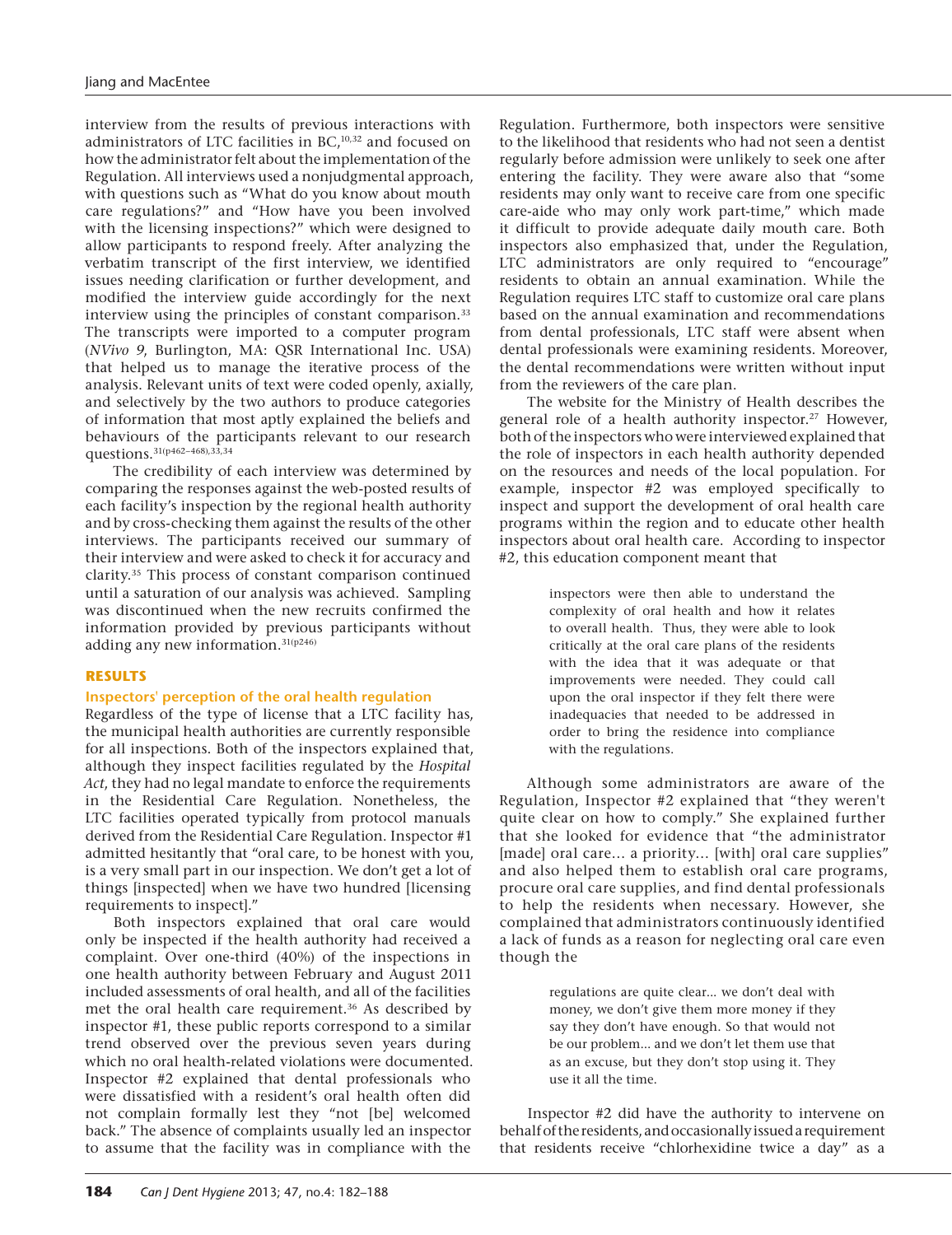interview from the results of previous interactions with administrators of LTC facilities in BC,[10,32] and focused on how the administrator felt about the implementation of the Regulation. All interviews used a nonjudgmental approach, with questions such as "What do you know about mouth care regulations?" and "How have you been involved with the licensing inspections?" which were designed to allow participants to respond freely. After analyzing the verbatim transcript of the first interview, we identified issues needing clarification or further development, and modified the interview guide accordingly for the next interview using the principles of constant comparison.[33] The transcripts were imported to a computer program (*NVivo 9*, Burlington, MA: QSR International Inc. USA) that helped us to manage the iterative process of the analysis. Relevant units of text were coded openly, axially, and selectively by the two authors to produce categories of information that most aptly explained the beliefs and behaviours of the participants relevant to our research questions.[31(p462–468),33,34]

The credibility of each interview was determined by comparing the responses against the web-posted results of each facility's inspection by the regional health authority and by cross-checking them against the results of the other interviews. The participants received our summary of their interview and were asked to check it for accuracy and clarity.[35] This process of constant comparison continued until a saturation of our analysis was achieved. Sampling was discontinued when the new recruits confirmed the information provided by previous participants without adding any new information.[31(p246)]

## RESULTS

### Inspectors' perception of the oral health regulation

Regardless of the type of license that a LTC facility has, the municipal health authorities are currently responsible for all inspections. Both of the inspectors explained that, although they inspect facilities regulated by the *Hospital Act*, they had no legal mandate to enforce the requirements in the Residential Care Regulation. Nonetheless, the LTC facilities operated typically from protocol manuals derived from the Residential Care Regulation. Inspector #1 admitted hesitantly that "oral care, to be honest with you, is a very small part in our inspection. We don't get a lot of things [inspected] when we have two hundred [licensing requirements to inspect]."

Both inspectors explained that oral care would only be inspected if the health authority had received a complaint. Over one-third (40%) of the inspections in one health authority between February and August 2011 included assessments of oral health, and all of the facilities met the oral health care requirement.[36] As described by inspector #1, these public reports correspond to a similar trend observed over the previous seven years during which no oral health-related violations were documented. Inspector #2 explained that dental professionals who were dissatisfied with a resident's oral health often did not complain formally lest they "not [be] welcomed back." The absence of complaints usually led an inspector to assume that the facility was in compliance with the Regulation. Furthermore, both inspectors were sensitive to the likelihood that residents who had not seen a dentist regularly before admission were unlikely to seek one after entering the facility. They were aware also that "some residents may only want to receive care from one specific care-aide who may only work part-time," which made it difficult to provide adequate daily mouth care. Both inspectors also emphasized that, under the Regulation, LTC administrators are only required to "encourage" residents to obtain an annual examination. While the Regulation requires LTC staff to customize oral care plans based on the annual examination and recommendations from dental professionals, LTC staff were absent when dental professionals were examining residents. Moreover, the dental recommendations were written without input from the reviewers of the care plan.

The website for the Ministry of Health describes the general role of a health authority inspector.[27] However, both of the inspectors who were interviewed explained that the role of inspectors in each health authority depended on the resources and needs of the local population. For example, inspector #2 was employed specifically to inspect and support the development of oral health care programs within the region and to educate other health inspectors about oral health care. According to inspector #2, this education component meant that

> inspectors were then able to understand the complexity of oral health and how it relates to overall health. Thus, they were able to look critically at the oral care plans of the residents with the idea that it was adequate or that improvements were needed. They could call upon the oral inspector if they felt there were inadequacies that needed to be addressed in order to bring the residence into compliance with the regulations.

Although some administrators are aware of the Regulation, Inspector #2 explained that "they weren't quite clear on how to comply." She explained further that she looked for evidence that "the administrator [made] oral care… a priority… [with] oral care supplies" and also helped them to establish oral care programs, procure oral care supplies, and find dental professionals to help the residents when necessary. However, she complained that administrators continuously identified a lack of funds as a reason for neglecting oral care even though the

> regulations are quite clear... we don't deal with money, we don't give them more money if they say they don't have enough. So that would not be our problem... and we don't let them use that as an excuse, but they don't stop using it. They use it all the time.

Inspector #2 did have the authority to intervene on behalf of the residents, and occasionally issued a requirement that residents receive "chlorhexidine twice a day" as a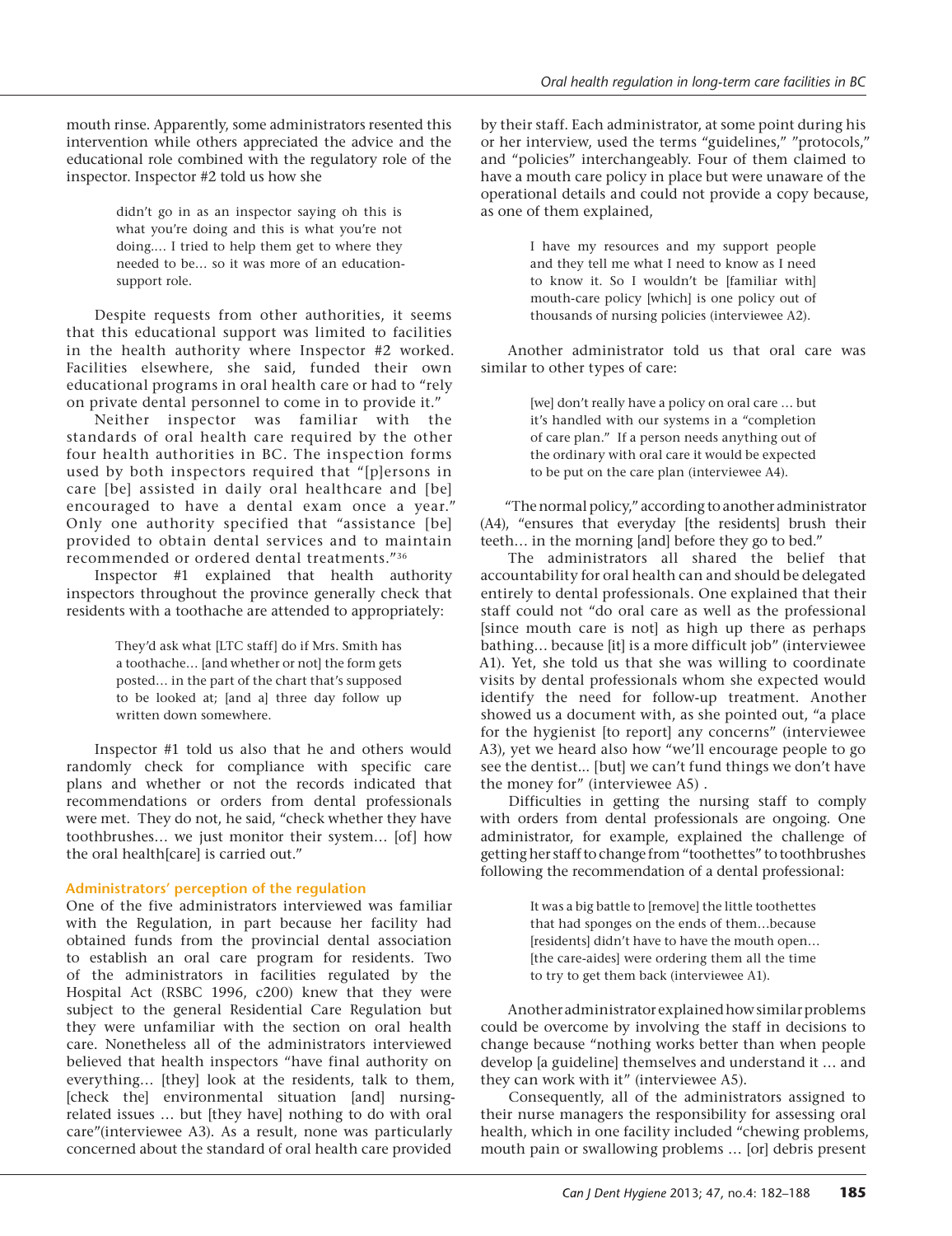mouth rinse. Apparently, some administrators resented this intervention while others appreciated the advice and the educational role combined with the regulatory role of the inspector. Inspector #2 told us how she

> didn't go in as an inspector saying oh this is what you're doing and this is what you're not doing.... I tried to help them get to where they needed to be... so it was more of an education-support role.

Despite requests from other authorities, it seems that this educational support was limited to facilities in the health authority where Inspector #2 worked. Facilities elsewhere, she said, funded their own educational programs in oral health care or had to "rely on private dental personnel to come in to provide it."

Neither inspector was familiar with the standards of oral health care required by the other four health authorities in BC. The inspection forms used by both inspectors required that "[p]ersons in care [be] assisted in daily oral healthcare and [be] encouraged to have a dental exam once a year." Only one authority specified that "assistance [be] provided to obtain dental services and to maintain recommended or ordered dental treatments."[36]

Inspector #1 explained that health authority inspectors throughout the province generally check that residents with a toothache are attended to appropriately:

> They'd ask what [LTC staff] do if Mrs. Smith has a toothache... [and whether or not] the form gets posted... in the part of the chart that's supposed to be looked at; [and a] three day follow up written down somewhere.

Inspector #1 told us also that he and others would randomly check for compliance with specific care plans and whether or not the records indicated that recommendations or orders from dental professionals were met. They do not, he said, "check whether they have toothbrushes... we just monitor their system... [of] how the oral health[care] is carried out."

### Administrators' perception of the regulation

One of the five administrators interviewed was familiar with the Regulation, in part because her facility had obtained funds from the provincial dental association to establish an oral care program for residents. Two of the administrators in facilities regulated by the Hospital Act (RSBC 1996, c200) knew that they were subject to the general Residential Care Regulation but they were unfamiliar with the section on oral health care. Nonetheless all of the administrators interviewed believed that health inspectors "have final authority on everything... [they] look at the residents, talk to them, [check the] environmental situation [and] nursing-related issues ... but [they have] nothing to do with oral care"(interviewee A3). As a result, none was particularly concerned about the standard of oral health care provided by their staff. Each administrator, at some point during his or her interview, used the terms "guidelines," "protocols," and "policies" interchangeably. Four of them claimed to have a mouth care policy in place but were unaware of the operational details and could not provide a copy because, as one of them explained,

> I have my resources and my support people and they tell me what I need to know as I need to know it. So I wouldn't be [familiar with] mouth-care policy [which] is one policy out of thousands of nursing policies (interviewee A2).

Another administrator told us that oral care was similar to other types of care:

> [we] don't really have a policy on oral care ... but it's handled with our systems in a "completion of care plan." If a person needs anything out of the ordinary with oral care it would be expected to be put on the care plan (interviewee A4).

"The normal policy," according to another administrator (A4), "ensures that everyday [the residents] brush their teeth... in the morning [and] before they go to bed."

The administrators all shared the belief that accountability for oral health can and should be delegated entirely to dental professionals. One explained that their staff could not "do oral care as well as the professional [since mouth care is not] as high up there as perhaps bathing... because [it] is a more difficult job" (interviewee A1). Yet, she told us that she was willing to coordinate visits by dental professionals whom she expected would identify the need for follow-up treatment. Another showed us a document with, as she pointed out, "a place for the hygienist [to report] any concerns" (interviewee A3), yet we heard also how "we'll encourage people to go see the dentist... [but] we can't fund things we don't have the money for" (interviewee A5) .

Difficulties in getting the nursing staff to comply with orders from dental professionals are ongoing. One administrator, for example, explained the challenge of getting her staff to change from "toothettes" to toothbrushes following the recommendation of a dental professional:

> It was a big battle to [remove] the little toothettes that had sponges on the ends of them...because [residents] didn't have to have the mouth open... [the care-aides] were ordering them all the time to try to get them back (interviewee A1).

Another administrator explained how similar problems could be overcome by involving the staff in decisions to change because "nothing works better than when people develop [a guideline] themselves and understand it ... and they can work with it" (interviewee A5).

Consequently, all of the administrators assigned to their nurse managers the responsibility for assessing oral health, which in one facility included "chewing problems, mouth pain or swallowing problems ... [or] debris present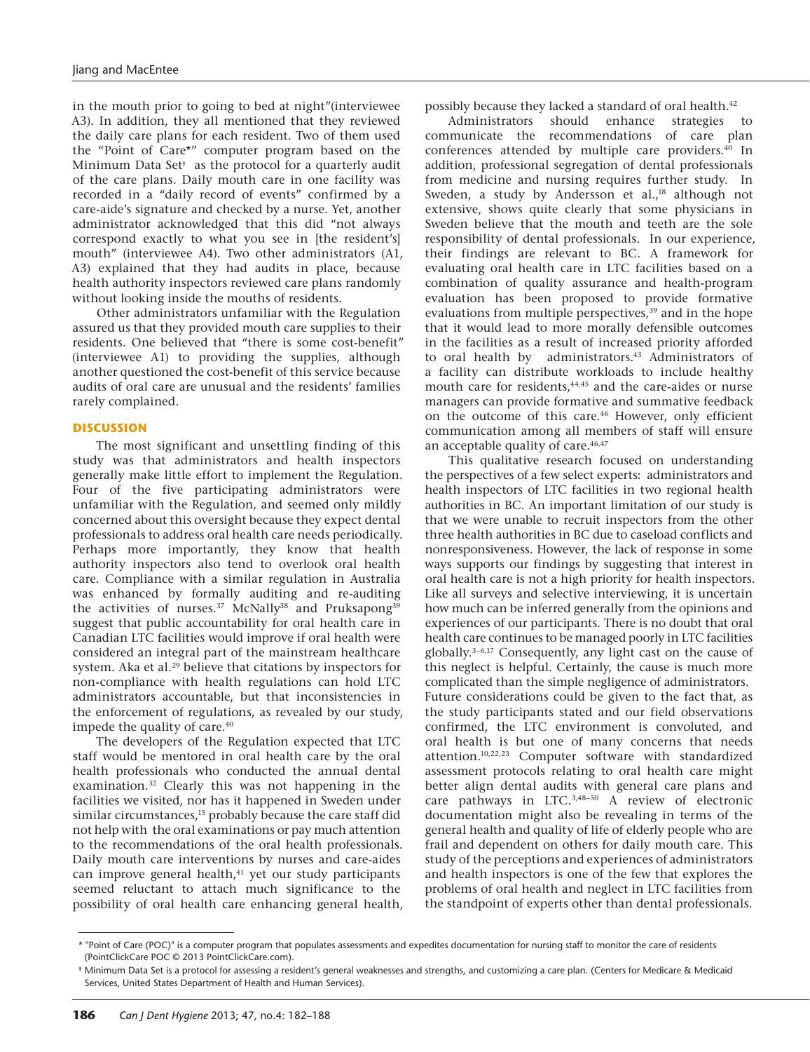in the mouth prior to going to bed at night"(interviewee A3). In addition, they all mentioned that they reviewed the daily care plans for each resident. Two of them used the "Point of Care*" computer program based on the Minimum Data Set† as the protocol for a quarterly audit of the care plans. Daily mouth care in one facility was recorded in a "daily record of events" confirmed by a care-aide's signature and checked by a nurse. Yet, another administrator acknowledged that this did "not always correspond exactly to what you see in [the resident's] mouth" (interviewee A4). Two other administrators (A1, A3) explained that they had audits in place, because health authority inspectors reviewed care plans randomly without looking inside the mouths of residents.

Other administrators unfamiliar with the Regulation assured us that they provided mouth care supplies to their residents. One believed that "there is some cost-benefit" (interviewee A1) to providing the supplies, although another questioned the cost-benefit of this service because audits of oral care are unusual and the residents' families rarely complained.

## DISCUSSION

The most significant and unsettling finding of this study was that administrators and health inspectors generally make little effort to implement the Regulation. Four of the five participating administrators were unfamiliar with the Regulation, and seemed only mildly concerned about this oversight because they expect dental professionals to address oral health care needs periodically. Perhaps more importantly, they know that health authority inspectors also tend to overlook oral health care. Compliance with a similar regulation in Australia was enhanced by formally auditing and re-auditing the activities of nurses.[37] McNally[38] and Pruksapong[39] suggest that public accountability for oral health care in Canadian LTC facilities would improve if oral health were considered an integral part of the mainstream healthcare system. Aka et al.[29] believe that citations by inspectors for non-compliance with health regulations can hold LTC administrators accountable, but that inconsistencies in the enforcement of regulations, as revealed by our study, impede the quality of care.[40]

The developers of the Regulation expected that LTC staff would be mentored in oral health care by the oral health professionals who conducted the annual dental examination.[32] Clearly this was not happening in the facilities we visited, nor has it happened in Sweden under similar circumstances,[15] probably because the care staff did not help with the oral examinations or pay much attention to the recommendations of the oral health professionals. Daily mouth care interventions by nurses and care-aides can improve general health,[41] yet our study participants seemed reluctant to attach much significance to the possibility of oral health care enhancing general health, possibly because they lacked a standard of oral health.[42]

Administrators should enhance strategies to communicate the recommendations of care plan conferences attended by multiple care providers.[40] In addition, professional segregation of dental professionals from medicine and nursing requires further study. In Sweden, a study by Andersson et al.,[18] although not extensive, shows quite clearly that some physicians in Sweden believe that the mouth and teeth are the sole responsibility of dental professionals. In our experience, their findings are relevant to BC. A framework for evaluating oral health care in LTC facilities based on a combination of quality assurance and health-program evaluation has been proposed to provide formative evaluations from multiple perspectives,[39] and in the hope that it would lead to more morally defensible outcomes in the facilities as a result of increased priority afforded to oral health by administrators.[43] Administrators of a facility can distribute workloads to include healthy mouth care for residents,[44,45] and the care-aides or nurse managers can provide formative and summative feedback on the outcome of this care.[46] However, only efficient communication among all members of staff will ensure an acceptable quality of care.[46,47]

This qualitative research focused on understanding the perspectives of a few select experts: administrators and health inspectors of LTC facilities in two regional health authorities in BC. An important limitation of our study is that we were unable to recruit inspectors from the other three health authorities in BC due to caseload conflicts and nonresponsiveness. However, the lack of response in some ways supports our findings by suggesting that interest in oral health care is not a high priority for health inspectors. Like all surveys and selective interviewing, it is uncertain how much can be inferred generally from the opinions and experiences of our participants. There is no doubt that oral health care continues to be managed poorly in LTC facilities globally.[3–6,17] Consequently, any light cast on the cause of this neglect is helpful. Certainly, the cause is much more complicated than the simple negligence of administrators. Future considerations could be given to the fact that, as the study participants stated and our field observations confirmed, the LTC environment is convoluted, and oral health is but one of many concerns that needs attention.[10,22,23] Computer software with standardized assessment protocols relating to oral health care might better align dental audits with general care plans and care pathways in LTC.[3,48–50] A review of electronic documentation might also be revealing in terms of the general health and quality of life of elderly people who are frail and dependent on others for daily mouth care. This study of the perceptions and experiences of administrators and health inspectors is one of the few that explores the problems of oral health and neglect in LTC facilities from the standpoint of experts other than dental professionals.

---

\* "Point of Care (POC)" is a computer program that populates assessments and expedites documentation for nursing staff to monitor the care of residents (PointClickCare POC © 2013 PointClickCare.com).

† Minimum Data Set is a protocol for assessing a resident's general weaknesses and strengths, and customizing a care plan. (Centers for Medicare & Medicaid Services, United States Department of Health and Human Services).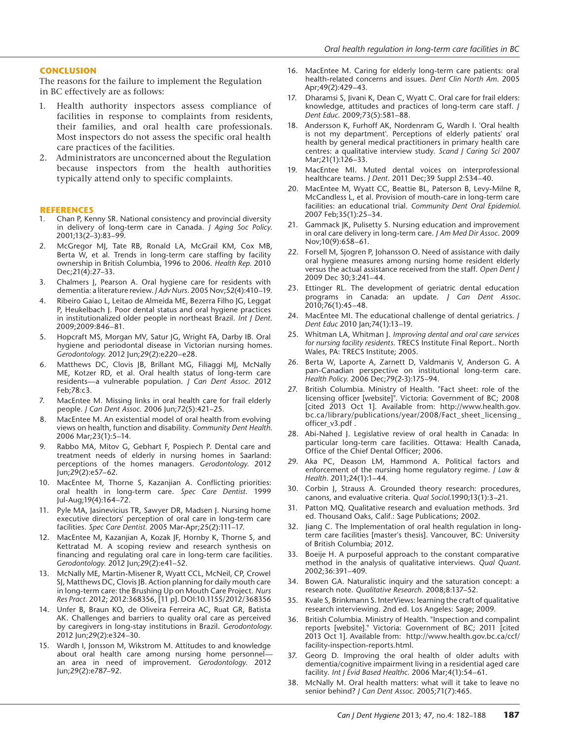## CONCLUSION

The reasons for the failure to implement the Regulation in BC effectively are as follows:

1. Health authority inspectors assess compliance of facilities in response to complaints from residents, their families, and oral health care professionals. Most inspectors do not assess the specific oral health care practices of the facilities.
2. Administrators are unconcerned about the Regulation because inspectors from the health authorities typically attend only to specific complaints.

## REFERENCES

1. Chan P, Kenny SR. National consistency and provincial diversity in delivery of long-term care in Canada. *J Aging Soc Policy.* 2001;13(2–3):83–99.
2. McGregor MJ, Tate RB, Ronald LA, McGrail KM, Cox MB, Berta W, et al. Trends in long-term care staffing by facility ownership in British Columbia, 1996 to 2006. *Health Rep.* 2010 Dec;21(4):27–33.
3. Chalmers J, Pearson A. Oral hygiene care for residents with dementia: a literature review. *J Adv Nurs.* 2005 Nov;52(4):410–19.
4. Ribeiro Gaiao L, Leitao de Almeida ME, Bezerra Filho JG, Leggat P, Heukelbach J. Poor dental status and oral hygiene practices in institutionalized older people in northeast Brazil. *Int J Dent.* 2009;2009:846–81.
5. Hopcraft MS, Morgan MV, Satur JG, Wright FA, Darby IB. Oral hygiene and periodontal disease in Victorian nursing homes. *Gerodontology.* 2012 Jun;29(2):e220–e28.
6. Matthews DC, Clovis JB, Brillant MG, Filiaggi MJ, McNally ME, Kotzer RD, et al. Oral health status of long-term care residents—a vulnerable population. *J Can Dent Assoc.* 2012 Feb;78:c3.
7. MacEntee M. Missing links in oral health care for frail elderly people. *J Can Dent Assoc.* 2006 Jun;72(5):421–25.
8. MacEntee M. An existential model of oral health from evolving views on health, function and disability. *Community Dent Health.* 2006 Mar;23(1):5–14.
9. Rabbo MA, Mitov G, Gebhart F, Pospiech P. Dental care and treatment needs of elderly in nursing homes in Saarland: perceptions of the homes managers. *Gerodontology.* 2012 Jun;29(2):e57–62.
10. MacEntee M, Thorne S, Kazanjian A. Conflicting priorities: oral health in long-term care. *Spec Care Dentist.* 1999 Jul-Aug;19(4):164–72.
11. Pyle MA, Jasinevicius TR, Sawyer DR, Madsen J. Nursing home executive directors' perception of oral care in long-term care facilities. *Spec Care Dentist.* 2005 Mar-Apr;25(2):111–17.
12. MacEntee M, Kazanjian A, Kozak JF, Hornby K, Thorne S, and Kettratad M. A scoping review and research synthesis on financing and regulating oral care in long-term care facilities. *Gerodontology.* 2012 Jun;29(2):e41–52.
13. McNally ME, Martin-Misener R, Wyatt CCL, McNeil, CP, Crowel SJ, Matthews DC, Clovis JB. Action planning for daily mouth care in long-term care: the Brushing Up on Mouth Care Project. *Nurs Res Pract.* 2012; 2012:368356, [11 p]. DOI:10.1155/2012/368356
14. Unfer B, Braun KO, de Oliveira Ferreira AC, Ruat GR, Batista AK. Challenges and barriers to quality oral care as perceived by caregivers in long-stay institutions in Brazil. *Gerodontology.* 2012 Jun;29(2):e324–30.
15. Wardh I, Jonsson M, Wikstrom M. Attitudes to and knowledge about oral health care among nursing home personnel—an area in need of improvement. *Gerodontology.* 2012 Jun;29(2):e787–92.
16. MacEntee M. Caring for elderly long-term care patients: oral health-related concerns and issues. *Dent Clin North Am.* 2005 Apr;49(2):429–43.
17. Dharamsi S, Jivani K, Dean C, Wyatt C. Oral care for frail elders: knowledge, attitudes and practices of long-term care staff. *J Dent Educ.* 2009;73(5):581–88.
18. Andersson K, Furhoff AK, Nordenram G, Wardh I. 'Oral health is not my department'. Perceptions of elderly patients' oral health by general medical practitioners in primary health care centres: a qualitative interview study. *Scand J Caring Sci* 2007 Mar;21(1):126–33.
19. MacEntee MI. Muted dental voices on interprofessional healthcare teams. *J Dent.* 2011 Dec;39 Suppl 2:S34–40.
20. MacEntee M, Wyatt CC, Beattie BL, Paterson B, Levy-Milne R, McCandless L, et al. Provision of mouth-care in long-term care facilities: an educational trial. *Community Dent Oral Epidemiol.* 2007 Feb;35(1):25–34.
21. Gammack JK, Pulisetty S. Nursing education and improvement in oral care delivery in long-term care. *J Am Med Dir Assoc.* 2009 Nov;10(9):658–61.
22. Forsell M, Sjogren P, Johansson O. Need of assistance with daily oral hygiene measures among nursing home resident elderly versus the actual assistance received from the staff. *Open Dent J* 2009 Dec 30;3:241–44.
23. Ettinger RL. The development of geriatric dental education programs in Canada: an update. *J Can Dent Assoc.* 2010;76(1):45–48.
24. MacEntee MI. The educational challenge of dental geriatrics. *J Dent Educ* 2010 Jan;74(1):13–19.
25. Whitman LA, Whitman J. *Improving dental and oral care services for nursing facility residents.* TRECS Institute Final Report.. North Wales, PA: TRECS Institute; 2005.
26. Berta W, Laporte A, Zarnett D, Valdmanis V, Anderson G. A pan-Canadian perspective on institutional long-term care. *Health Policy.* 2006 Dec;79(2-3):175–94.
27. British Columbia. Ministry of Health. "Fact sheet: role of the licensing officer [website]". Victoria: Government of BC; 2008 [cited 2013 Oct 1]. Available from: http://www.health.gov.bc.ca/library/publications/year/2008/Fact_sheet_licensing_officer_v3.pdf .
28. Abi-Nahed J. Legislative review of oral health in Canada: In particular long-term care facilities. Ottawa: Health Canada, Office of the Chief Dental Officer; 2006.
29. Aka PC, Deason LM, Hammond A. Political factors and enforcement of the nursing home regulatory regime. *J Law & Health.* 2011;24(1):1–44.
30. Corbin J, Strauss A. Grounded theory research: procedures, canons, and evaluative criteria. *Qual Sociol.*1990;13(1):3–21.
31. Patton MQ. Qualitative research and evaluation methods. 3rd ed. Thousand Oaks, Calif.: Sage Publications; 2002.
32. Jiang C. The Implementation of oral health regulation in long-term care facilities [master's thesis]. Vancouver, BC: University of British Columbia; 2012.
33. Boeije H. A purposeful approach to the constant comparative method in the analysis of qualitative interviews. *Qual Quant.* 2002;36:391–409.
34. Bowen GA. Naturalistic inquiry and the saturation concept: a research note. *Qualitative Research.* 2008;8:137–52.
35. Kvale S, Brinkmann S. InterViews: learning the craft of qualitative research interviewing. 2nd ed. Los Angeles: Sage; 2009.
36. British Columbia. Ministry of Health. "Inspection and compalint reports [website]." Victoria: Government of BC; 2011 [cited 2013 Oct 1]. Available from: http://www.health.gov.bc.ca/ccf/facility-inspection-reports.html.
37. Georg D. Improving the oral health of older adults with dementia/cognitive impairment living in a residential aged care facility. *Int J Evid Based Healthc.* 2006 Mar;4(1):54–61.
38. McNally M. Oral health matters: what will it take to leave no senior behind? *J Can Dent Assoc.* 2005;71(7):465.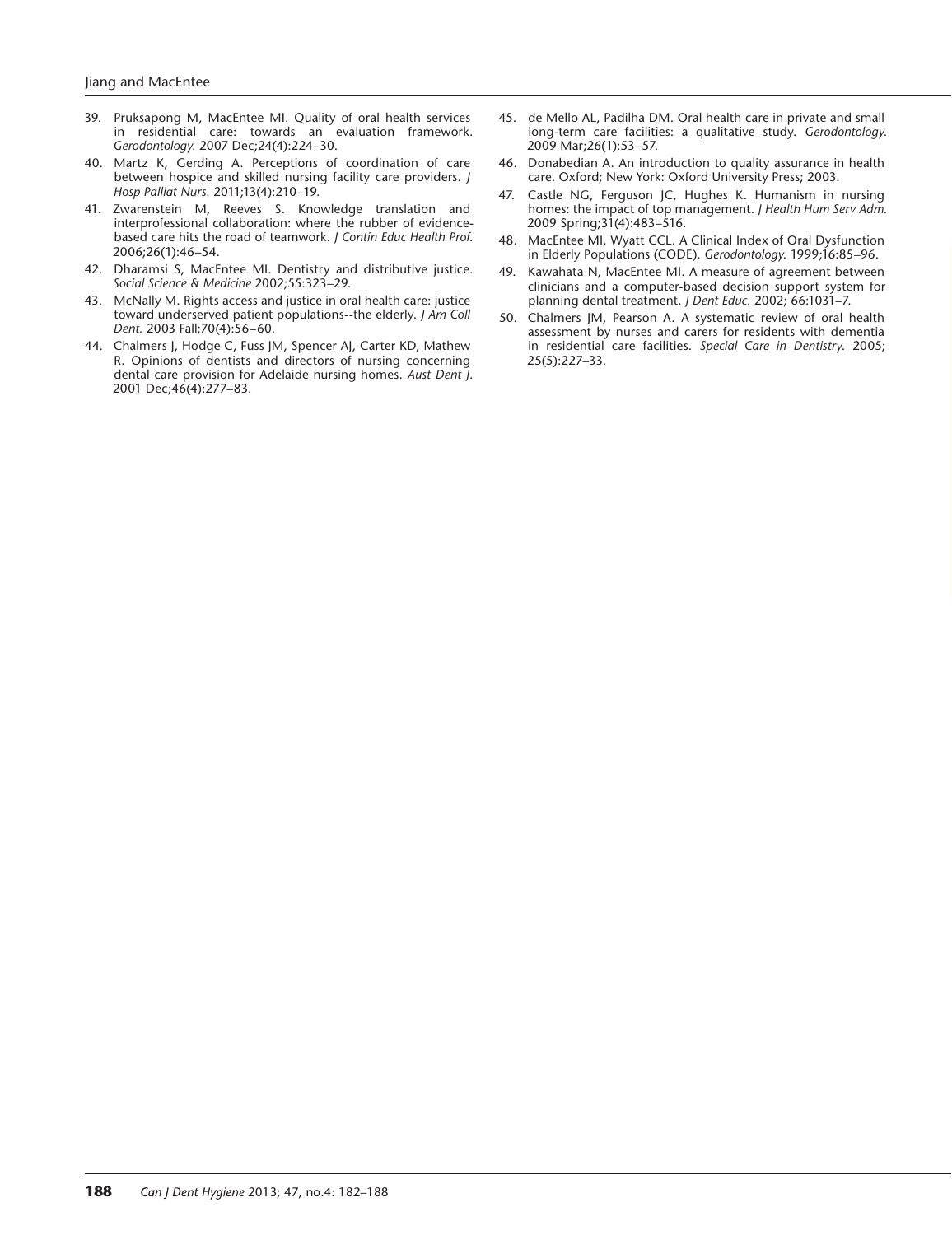39. Pruksapong M, MacEntee MI. Quality of oral health services in residential care: towards an evaluation framework. *Gerodontology.* 2007 Dec;24(4):224–30.
40. Martz K, Gerding A. Perceptions of coordination of care between hospice and skilled nursing facility care providers. *J Hosp Palliat Nurs.* 2011;13(4):210–19.
41. Zwarenstein M, Reeves S. Knowledge translation and interprofessional collaboration: where the rubber of evidence-based care hits the road of teamwork. *J Contin Educ Health Prof.* 2006;26(1):46–54.
42. Dharamsi S, MacEntee MI. Dentistry and distributive justice. *Social Science & Medicine* 2002;55:323–29.
43. McNally M. Rights access and justice in oral health care: justice toward underserved patient populations--the elderly. *J Am Coll Dent.* 2003 Fall;70(4):56–60.
44. Chalmers J, Hodge C, Fuss JM, Spencer AJ, Carter KD, Mathew R. Opinions of dentists and directors of nursing concerning dental care provision for Adelaide nursing homes. *Aust Dent J.* 2001 Dec;46(4):277–83.
45. de Mello AL, Padilha DM. Oral health care in private and small long-term care facilities: a qualitative study. *Gerodontology.* 2009 Mar;26(1):53–57.
46. Donabedian A. An introduction to quality assurance in health care. Oxford; New York: Oxford University Press; 2003.
47. Castle NG, Ferguson JC, Hughes K. Humanism in nursing homes: the impact of top management. *J Health Hum Serv Adm.* 2009 Spring;31(4):483–516.
48. MacEntee MI, Wyatt CCL. A Clinical Index of Oral Dysfunction in Elderly Populations (CODE). *Gerodontology.* 1999;16:85–96.
49. Kawahata N, MacEntee MI. A measure of agreement between clinicians and a computer-based decision support system for planning dental treatment. *J Dent Educ.* 2002; 66:1031–7.
50. Chalmers JM, Pearson A. A systematic review of oral health assessment by nurses and carers for residents with dementia in residential care facilities. *Special Care in Dentistry.* 2005; 25(5):227–33.